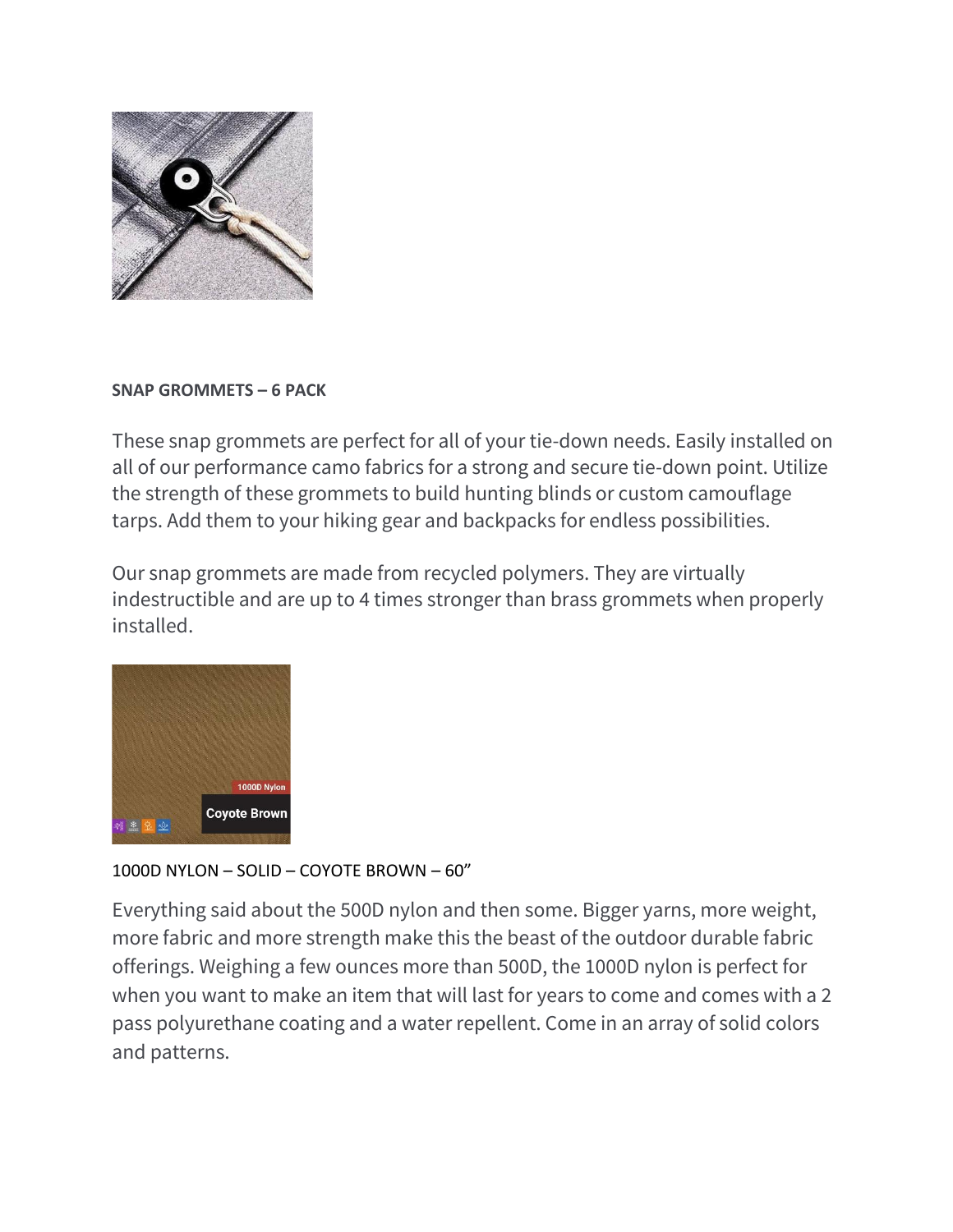**SNAP GROMMETS – 6 PACK**

These snap grommets are perfect for all of your tie-down needs. Easily installed on all of our performance camo fabrics for a strong and secure tie-down point. Utilize the strength of these grommets to build hunting blinds or custom camouflage tarps. Add them to your hiking gear and backpacks for endless possibilities.

Our snap grommets are made from recycled polymers. They are virtually indestructible and are up to 4 times stronger than brass grommets when properly installed.

1000D NYLON – SOLID – COYOTE BROWN – 60”

Everything said about the 500D nylon and then some. Bigger yarns, more weight, more fabric and more strength make this the beast of the outdoor durable fabric offerings. Weighing a few ounces more than 500D, the 1000D nylon is perfect for when you want to make an item that will last for years to come and comes with a 2 pass polyurethane coating and a water repellent. Come in an array of solid colors and patterns.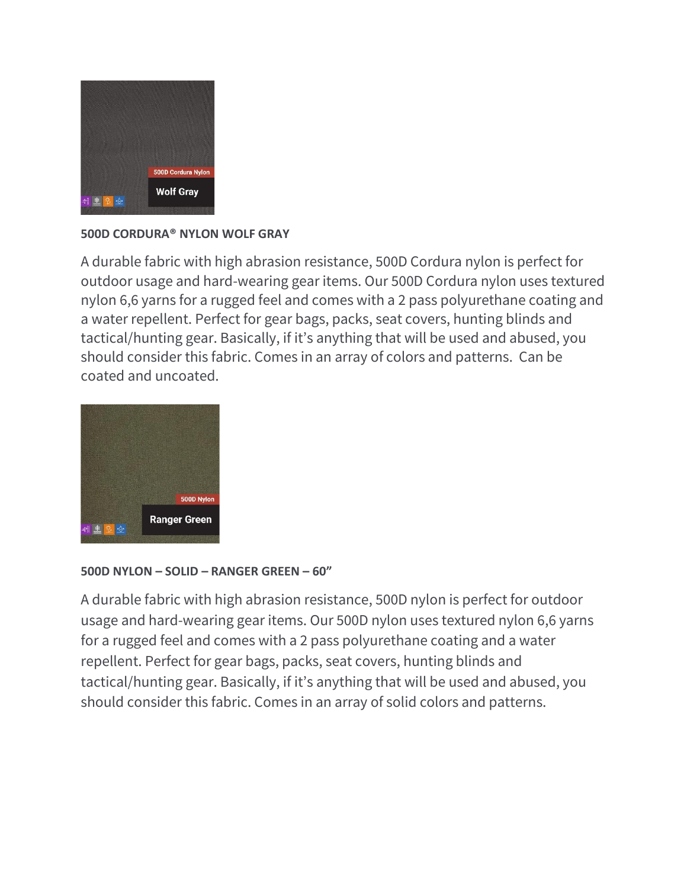**500D CORDURA® NYLON WOLF GRAY**

A durable fabric with high abrasion resistance, 500D Cordura nylon is perfect for outdoor usage and hard-wearing gear items. Our 500D Cordura nylon uses textured nylon 6,6 yarns for a rugged feel and comes with a 2 pass polyurethane coating and a water repellent. Perfect for gear bags, packs, seat covers, hunting blinds and tactical/hunting gear. Basically, if it's anything that will be used and abused, you should consider this fabric. Comes in an array of colors and patterns. Can be coated and uncoated.

**500D NYLON – SOLID – RANGER GREEN – 60"**

A durable fabric with high abrasion resistance, 500D nylon is perfect for outdoor usage and hard-wearing gear items. Our 500D nylon uses textured nylon 6,6 yarns for a rugged feel and comes with a 2 pass polyurethane coating and a water repellent. Perfect for gear bags, packs, seat covers, hunting blinds and tactical/hunting gear. Basically, if it's anything that will be used and abused, you should consider this fabric. Comes in an array of solid colors and patterns.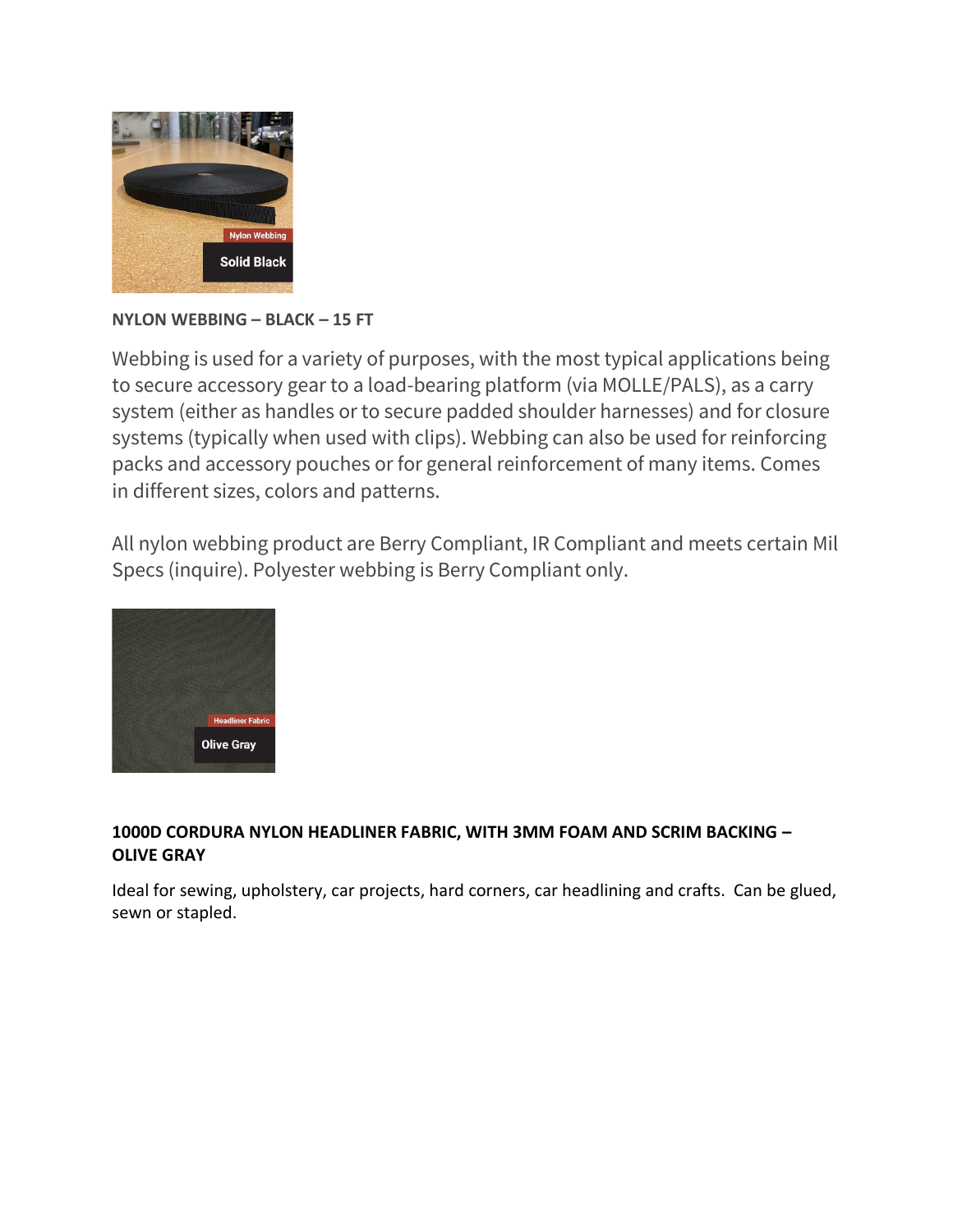**NYLON WEBBING – BLACK – 15 FT**

Webbing is used for a variety of purposes, with the most typical applications being to secure accessory gear to a load-bearing platform (via MOLLE/PALS), as a carry system (either as handles or to secure padded shoulder harnesses) and for closure systems (typically when used with clips). Webbing can also be used for reinforcing packs and accessory pouches or for general reinforcement of many items. Comes in different sizes, colors and patterns.

All nylon webbing product are Berry Compliant, IR Compliant and meets certain Mil Specs (inquire). Polyester webbing is Berry Compliant only.

**1000D CORDURA NYLON HEADLINER FABRIC, WITH 3MM FOAM AND SCRIM BACKING – OLIVE GRAY**

Ideal for sewing, upholstery, car projects, hard corners, car headlining and crafts. Can be glued, sewn or stapled.